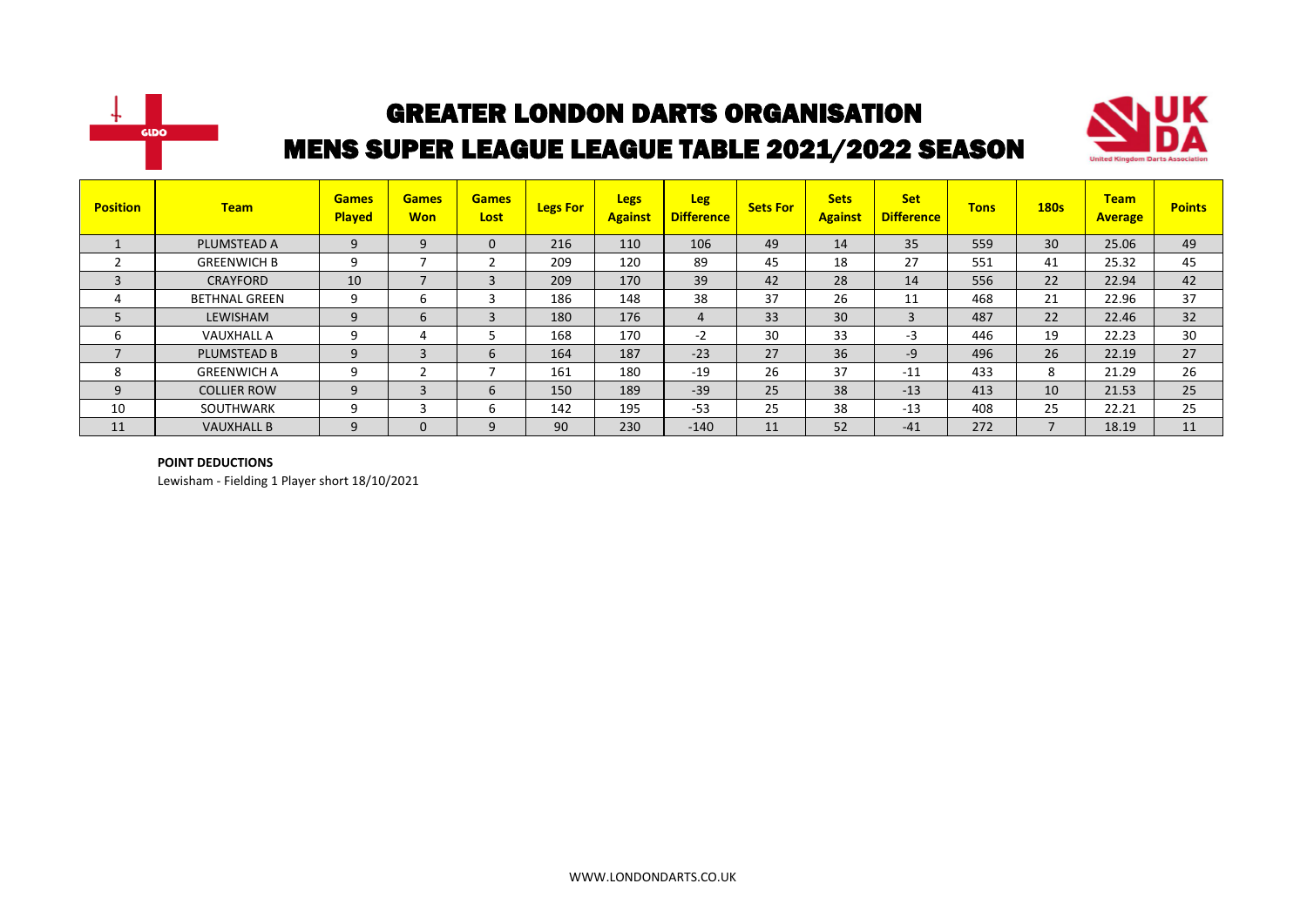# GREATER LONDON DARTS ORGANISATION

## MENS SUPER LEAGUE LEAGUE TABLE 2021/2022 SEASON

| Position | Team | Games Played | Games Won | Games Lost | Legs For | Legs Against | Leg Difference | Sets For | Sets Against | Set Difference | Tons | 180s | Team Average | Points |
|---|---|---|---|---|---|---|---|---|---|---|---|---|---|---|
| 1 | PLUMSTEAD A | 9 | 9 | 0 | 216 | 110 | 106 | 49 | 14 | 35 | 559 | 30 | 25.06 | 49 |
| 2 | GREENWICH B | 9 | 7 | 2 | 209 | 120 | 89 | 45 | 18 | 27 | 551 | 41 | 25.32 | 45 |
| 3 | CRAYFORD | 10 | 7 | 3 | 209 | 170 | 39 | 42 | 28 | 14 | 556 | 22 | 22.94 | 42 |
| 4 | BETHNAL GREEN | 9 | 6 | 3 | 186 | 148 | 38 | 37 | 26 | 11 | 468 | 21 | 22.96 | 37 |
| 5 | LEWISHAM | 9 | 6 | 3 | 180 | 176 | 4 | 33 | 30 | 3 | 487 | 22 | 22.46 | 32 |
| 6 | VAUXHALL A | 9 | 4 | 5 | 168 | 170 | -2 | 30 | 33 | -3 | 446 | 19 | 22.23 | 30 |
| 7 | PLUMSTEAD B | 9 | 3 | 6 | 164 | 187 | -23 | 27 | 36 | -9 | 496 | 26 | 22.19 | 27 |
| 8 | GREENWICH A | 9 | 2 | 7 | 161 | 180 | -19 | 26 | 37 | -11 | 433 | 8 | 21.29 | 26 |
| 9 | COLLIER ROW | 9 | 3 | 6 | 150 | 189 | -39 | 25 | 38 | -13 | 413 | 10 | 21.53 | 25 |
| 10 | SOUTHWARK | 9 | 3 | 6 | 142 | 195 | -53 | 25 | 38 | -13 | 408 | 25 | 22.21 | 25 |
| 11 | VAUXHALL B | 9 | 0 | 9 | 90 | 230 | -140 | 11 | 52 | -41 | 272 | 7 | 18.19 | 11 |

**POINT DEDUCTIONS**

Lewisham - Fielding 1 Player short 18/10/2021

WWW.LONDONDARTS.CO.UK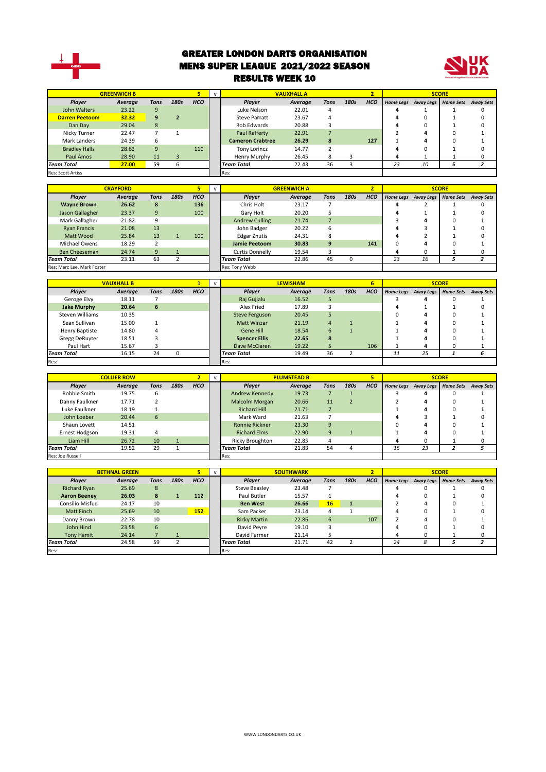# GREATER LONDON DARTS ORGANISATION
# MENS SUPER LEAGUE 2021/2022 SEASON
# RESULTS WEEK 10

| GREENWICH B | | | | 5 | v | VAUXHALL A | | | | 2 | SCORE | | | |
|---|---|---|---|---|---|---|---|---|---|---|---|---|---|---|
| Player | Average | Tons | 180s | HCO | | Player | Average | Tons | 180s | HCO | Home Legs | Away Legs | Home Sets | Away Sets |
| John Walters | 23.22 | 9 | | | | Luke Nelson | 22.01 | 4 | | | 4 | 1 | 1 | 0 |
| **Darren Peetoom** | **32.32** | **9** | **2** | | | Steve Parratt | 23.67 | 4 | | | 4 | 0 | 1 | 0 |
| Dan Day | 29.04 | 8 | | | | Rob Edwards | 20.88 | 3 | | | 4 | 0 | 1 | 0 |
| Nicky Turner | 22.47 | 7 | 1 | | | Paul Rafferty | 22.91 | 7 | | | 2 | 4 | 0 | 1 |
| Mark Landers | 24.39 | 6 | | | | **Cameron Crabtree** | **26.29** | **8** | | **127** | 1 | 4 | 0 | 1 |
| Bradley Halls | 28.63 | 9 | | 110 | | Tony Lorincz | 14.77 | 2 | | | 4 | 0 | 1 | 0 |
| Paul Amos | 28.90 | 11 | 3 | | | Henry Murphy | 26.45 | 8 | 3 | | 4 | 1 | 1 | 0 |
| *Team Total* | **27.00** | 59 | 6 | | | *Team Total* | 22.43 | 36 | 3 | | *23* | *10* | *5* | *2* |
| Res: Scott Artiss | | | | | | Res: | | | | | | | | |

| CRAYFORD | | | | 5 | v | GREENWICH A | | | | 2 | SCORE | | | |
|---|---|---|---|---|---|---|---|---|---|---|---|---|---|---|
| Player | Average | Tons | 180s | HCO | | Player | Average | Tons | 180s | HCO | Home Legs | Away Legs | Home Sets | Away Sets |
| **Wayne Brown** | **26.62** | **8** | | **136** | | Chris Holt | 23.17 | 7 | | | 4 | 2 | 1 | 0 |
| Jason Gallagher | 23.37 | 9 | | 100 | | Gary Holt | 20.20 | 5 | | | 4 | 1 | 1 | 0 |
| Mark Gallagher | 21.82 | 9 | | | | Andrew Culling | 21.74 | 7 | | | 3 | 4 | 0 | 1 |
| Ryan Francis | 21.08 | 13 | | | | John Badger | 20.22 | 6 | | | 4 | 3 | 1 | 0 |
| Matt Wood | 25.84 | 13 | 1 | 100 | | Edgar Znutis | 24.31 | 8 | | | 4 | 2 | 1 | 0 |
| Michael Owens | 18.29 | 2 | | | | **Jamie Peetoom** | **30.83** | **9** | | **141** | 0 | 4 | 0 | 1 |
| Ben Cheeseman | 24.74 | 9 | 1 | | | Curtis Donnelly | 19.54 | 3 | | | 4 | 0 | 1 | 0 |
| *Team Total* | 23.11 | 63 | 2 | | | *Team Total* | 22.86 | 45 | 0 | | *23* | *16* | *5* | *2* |
| Res: Marc Lee, Mark Foster | | | | | | Res: Tony Webb | | | | | | | | |

| VAUXHALL B | | | | 1 | v | LEWISHAM | | | | 6 | SCORE | | | |
|---|---|---|---|---|---|---|---|---|---|---|---|---|---|---|
| Player | Average | Tons | 180s | HCO | | Player | Average | Tons | 180s | HCO | Home Legs | Away Legs | Home Sets | Away Sets |
| Geroge Elvy | 18.11 | 7 | | | | Raj Gujjalu | 16.52 | 5 | | | 3 | 4 | 0 | 1 |
| **Jake Murphy** | **20.64** | **6** | | | | Alex Fried | 17.89 | 3 | | | 4 | 1 | 1 | 0 |
| Steven Williams | 10.35 | | | | | Steve Ferguson | 20.45 | 5 | | | 0 | 4 | 0 | 1 |
| Sean Sullivan | 15.00 | 1 | | | | Matt Winzar | 21.19 | 4 | 1 | | 1 | 4 | 0 | 1 |
| Henry Baptiste | 14.80 | 4 | | | | Gene Hill | 18.54 | 6 | 1 | | 1 | 4 | 0 | 1 |
| Gregg DeRuyter | 18.51 | 3 | | | | **Spencer Ellis** | **22.65** | **8** | | | 1 | 4 | 0 | 1 |
| Paul Hart | 15.67 | 3 | | | | Dave McClaren | 19.22 | 5 | | 106 | 1 | 4 | 0 | 1 |
| *Team Total* | 16.15 | 24 | 0 | | | *Team Total* | 19.49 | 36 | 2 | | *11* | *25* | *1* | *6* |
| Res: | | | | | | Res: | | | | | | | | |

| COLLIER ROW | | | | 2 | v | PLUMSTEAD B | | | | 5 | SCORE | | | |
|---|---|---|---|---|---|---|---|---|---|---|---|---|---|---|
| Player | Average | Tons | 180s | HCO | | Player | Average | Tons | 180s | HCO | Home Legs | Away Legs | Home Sets | Away Sets |
| Robbie Smith | 19.75 | 6 | | | | Andrew Kennedy | 19.73 | 7 | 1 | | 3 | 4 | 0 | 1 |
| Danny Faulkner | 17.71 | 2 | | | | Malcolm Morgan | 20.66 | 11 | 2 | | 2 | 4 | 0 | 1 |
| Luke Faulkner | 18.19 | 1 | | | | Richard Hill | 21.71 | 7 | | | 1 | 4 | 0 | 1 |
| John Loeber | 20.44 | 6 | | | | Mark Ward | 21.63 | 7 | | | 4 | 3 | 1 | 0 |
| Shaun Lovett | 14.51 | | | | | Ronnie Rickner | 23.30 | 9 | | | 0 | 4 | 0 | 1 |
| Ernest Hodgson | 19.31 | 4 | | | | Richard Elms | 22.90 | 9 | 1 | | 1 | 4 | 0 | 1 |
| Liam Hill | 26.72 | 10 | 1 | | | Ricky Broughton | 22.85 | 4 | | | 4 | 0 | 1 | 0 |
| *Team Total* | 19.52 | 29 | 1 | | | *Team Total* | 21.83 | 54 | 4 | | *15* | *23* | *2* | *5* |
| Res: Joe Russell | | | | | | Res: | | | | | | | | |

| BETHNAL GREEN | | | | 5 | v | SOUTHWARK | | | | 2 | SCORE | | | |
|---|---|---|---|---|---|---|---|---|---|---|---|---|---|---|
| Player | Average | Tons | 180s | HCO | | Player | Average | Tons | 180s | HCO | Home Legs | Away Legs | Home Sets | Away Sets |
| Richard Ryan | 25.69 | 8 | | | | Steve Beasley | 23.48 | 7 | | | 4 | 0 | 1 | 0 |
| **Aaron Beeney** | **26.03** | **8** | **1** | **112** | | Paul Butler | 15.57 | 1 | | | 4 | 0 | 1 | 0 |
| Consilio Misfud | 24.17 | 10 | | | | **Ben West** | **26.66** | **16** | **1** | | 2 | 4 | 0 | 1 |
| Matt Finch | 25.69 | 10 | | **152** | | Sam Packer | 23.14 | 4 | 1 | | 4 | 0 | 1 | 0 |
| Danny Brown | 22.78 | 10 | | | | Ricky Martin | 22.86 | 6 | | 107 | 2 | 4 | 0 | 1 |
| John Hind | 23.58 | 6 | | | | David Peyre | 19.10 | 3 | | | 4 | 0 | 1 | 0 |
| Tony Hamit | 24.14 | 7 | 1 | | | David Farmer | 21.14 | 5 | | | 4 | 0 | 1 | 0 |
| *Team Total* | 24.58 | 59 | 2 | | | *Team Total* | 21.71 | 42 | 2 | | *24* | *8* | *5* | *2* |
| Res: | | | | | | Res: | | | | | | | | |

WWW.LONDONDARTS.CO.UK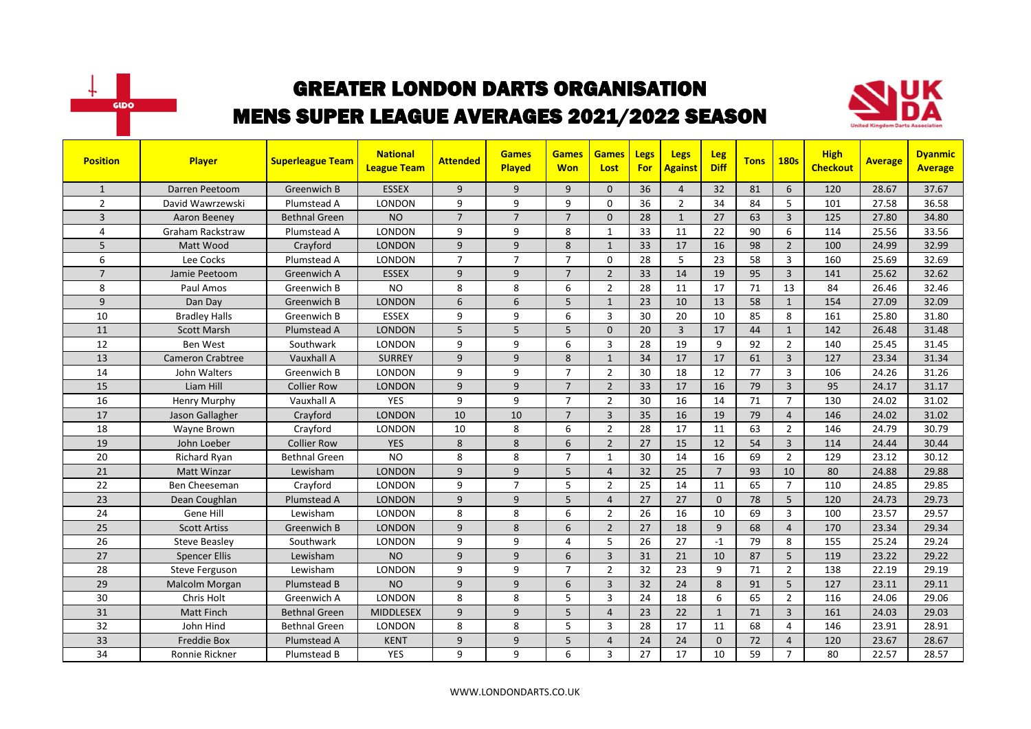# GREATER LONDON DARTS ORGANISATION

## MENS SUPER LEAGUE AVERAGES 2021/2022 SEASON

| Position | Player | Superleague Team | National League Team | Attended | Games Played | Games Won | Games Lost | Legs For | Legs Against | Leg Diff | Tons | 180s | High Checkout | Average | Dyanmic Average |
|---|---|---|---|---|---|---|---|---|---|---|---|---|---|---|---|
| 1 | Darren Peetoom | Greenwich B | ESSEX | 9 | 9 | 9 | 0 | 36 | 4 | 32 | 81 | 6 | 120 | 28.67 | 37.67 |
| 2 | David Wawrzewski | Plumstead A | LONDON | 9 | 9 | 9 | 0 | 36 | 2 | 34 | 84 | 5 | 101 | 27.58 | 36.58 |
| 3 | Aaron Beeney | Bethnal Green | NO | 7 | 7 | 7 | 0 | 28 | 1 | 27 | 63 | 3 | 125 | 27.80 | 34.80 |
| 4 | Graham Rackstraw | Plumstead A | LONDON | 9 | 9 | 8 | 1 | 33 | 11 | 22 | 90 | 6 | 114 | 25.56 | 33.56 |
| 5 | Matt Wood | Crayford | LONDON | 9 | 9 | 8 | 1 | 33 | 17 | 16 | 98 | 2 | 100 | 24.99 | 32.99 |
| 6 | Lee Cocks | Plumstead A | LONDON | 7 | 7 | 7 | 0 | 28 | 5 | 23 | 58 | 3 | 160 | 25.69 | 32.69 |
| 7 | Jamie Peetoom | Greenwich A | ESSEX | 9 | 9 | 7 | 2 | 33 | 14 | 19 | 95 | 3 | 141 | 25.62 | 32.62 |
| 8 | Paul Amos | Greenwich B | NO | 8 | 8 | 6 | 2 | 28 | 11 | 17 | 71 | 13 | 84 | 26.46 | 32.46 |
| 9 | Dan Day | Greenwich B | LONDON | 6 | 6 | 5 | 1 | 23 | 10 | 13 | 58 | 1 | 154 | 27.09 | 32.09 |
| 10 | Bradley Halls | Greenwich B | ESSEX | 9 | 9 | 6 | 3 | 30 | 20 | 10 | 85 | 8 | 161 | 25.80 | 31.80 |
| 11 | Scott Marsh | Plumstead A | LONDON | 5 | 5 | 5 | 0 | 20 | 3 | 17 | 44 | 1 | 142 | 26.48 | 31.48 |
| 12 | Ben West | Southwark | LONDON | 9 | 9 | 6 | 3 | 28 | 19 | 9 | 92 | 2 | 140 | 25.45 | 31.45 |
| 13 | Cameron Crabtree | Vauxhall A | SURREY | 9 | 9 | 8 | 1 | 34 | 17 | 17 | 61 | 3 | 127 | 23.34 | 31.34 |
| 14 | John Walters | Greenwich B | LONDON | 9 | 9 | 7 | 2 | 30 | 18 | 12 | 77 | 3 | 106 | 24.26 | 31.26 |
| 15 | Liam Hill | Collier Row | LONDON | 9 | 9 | 7 | 2 | 33 | 17 | 16 | 79 | 3 | 95 | 24.17 | 31.17 |
| 16 | Henry Murphy | Vauxhall A | YES | 9 | 9 | 7 | 2 | 30 | 16 | 14 | 71 | 7 | 130 | 24.02 | 31.02 |
| 17 | Jason Gallagher | Crayford | LONDON | 10 | 10 | 7 | 3 | 35 | 16 | 19 | 79 | 4 | 146 | 24.02 | 31.02 |
| 18 | Wayne Brown | Crayford | LONDON | 10 | 8 | 6 | 2 | 28 | 17 | 11 | 63 | 2 | 146 | 24.79 | 30.79 |
| 19 | John Loeber | Collier Row | YES | 8 | 8 | 6 | 2 | 27 | 15 | 12 | 54 | 3 | 114 | 24.44 | 30.44 |
| 20 | Richard Ryan | Bethnal Green | NO | 8 | 8 | 7 | 1 | 30 | 14 | 16 | 69 | 2 | 129 | 23.12 | 30.12 |
| 21 | Matt Winzar | Lewisham | LONDON | 9 | 9 | 5 | 4 | 32 | 25 | 7 | 93 | 10 | 80 | 24.88 | 29.88 |
| 22 | Ben Cheeseman | Crayford | LONDON | 9 | 7 | 5 | 2 | 25 | 14 | 11 | 65 | 7 | 110 | 24.85 | 29.85 |
| 23 | Dean Coughlan | Plumstead A | LONDON | 9 | 9 | 5 | 4 | 27 | 27 | 0 | 78 | 5 | 120 | 24.73 | 29.73 |
| 24 | Gene Hill | Lewisham | LONDON | 8 | 8 | 6 | 2 | 26 | 16 | 10 | 69 | 3 | 100 | 23.57 | 29.57 |
| 25 | Scott Artiss | Greenwich B | LONDON | 9 | 8 | 6 | 2 | 27 | 18 | 9 | 68 | 4 | 170 | 23.34 | 29.34 |
| 26 | Steve Beasley | Southwark | LONDON | 9 | 9 | 4 | 5 | 26 | 27 | -1 | 79 | 8 | 155 | 25.24 | 29.24 |
| 27 | Spencer Ellis | Lewisham | NO | 9 | 9 | 6 | 3 | 31 | 21 | 10 | 87 | 5 | 119 | 23.22 | 29.22 |
| 28 | Steve Ferguson | Lewisham | LONDON | 9 | 9 | 7 | 2 | 32 | 23 | 9 | 71 | 2 | 138 | 22.19 | 29.19 |
| 29 | Malcolm Morgan | Plumstead B | NO | 9 | 9 | 6 | 3 | 32 | 24 | 8 | 91 | 5 | 127 | 23.11 | 29.11 |
| 30 | Chris Holt | Greenwich A | LONDON | 8 | 8 | 5 | 3 | 24 | 18 | 6 | 65 | 2 | 116 | 24.06 | 29.06 |
| 31 | Matt Finch | Bethnal Green | MIDDLESEX | 9 | 9 | 5 | 4 | 23 | 22 | 1 | 71 | 3 | 161 | 24.03 | 29.03 |
| 32 | John Hind | Bethnal Green | LONDON | 8 | 8 | 5 | 3 | 28 | 17 | 11 | 68 | 4 | 146 | 23.91 | 28.91 |
| 33 | Freddie Box | Plumstead A | KENT | 9 | 9 | 5 | 4 | 24 | 24 | 0 | 72 | 4 | 120 | 23.67 | 28.67 |
| 34 | Ronnie Rickner | Plumstead B | YES | 9 | 9 | 6 | 3 | 27 | 17 | 10 | 59 | 7 | 80 | 22.57 | 28.57 |

WWW.LONDONDARTS.CO.UK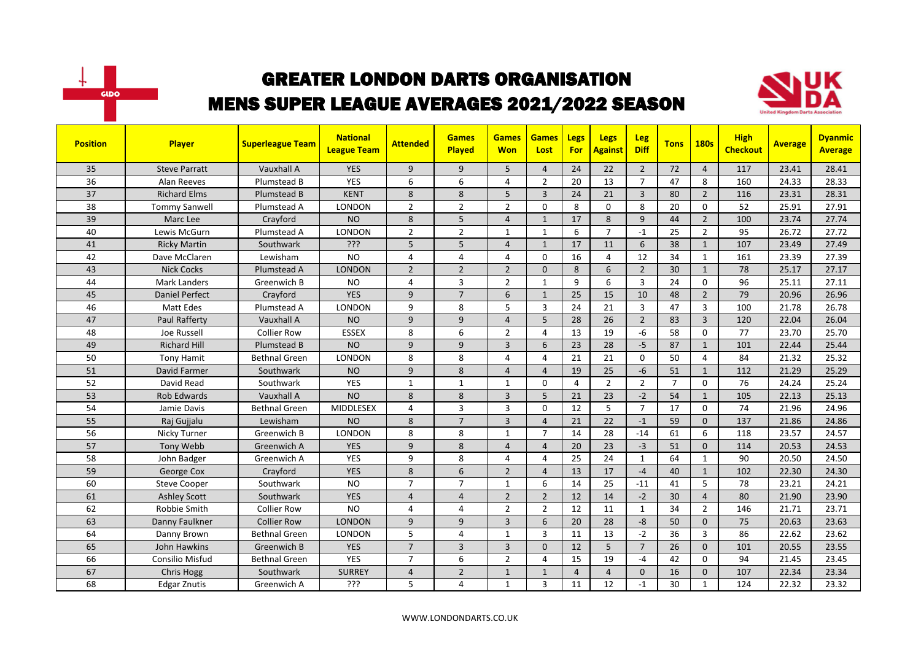# GREATER LONDON DARTS ORGANISATION

## MENS SUPER LEAGUE AVERAGES 2021/2022 SEASON

| Position | Player | Superleague Team | National League Team | Attended | Games Played | Games Won | Games Lost | Legs For | Legs Against | Leg Diff | Tons | 180s | High Checkout | Average | Dyanmic Average |
|---|---|---|---|---|---|---|---|---|---|---|---|---|---|---|---|
| 35 | Steve Parratt | Vauxhall A | YES | 9 | 9 | 5 | 4 | 24 | 22 | 2 | 72 | 4 | 117 | 23.41 | 28.41 |
| 36 | Alan Reeves | Plumstead B | YES | 6 | 6 | 4 | 2 | 20 | 13 | 7 | 47 | 8 | 160 | 24.33 | 28.33 |
| 37 | Richard Elms | Plumstead B | KENT | 8 | 8 | 5 | 3 | 24 | 21 | 3 | 80 | 2 | 116 | 23.31 | 28.31 |
| 38 | Tommy Sanwell | Plumstead A | LONDON | 2 | 2 | 2 | 0 | 8 | 0 | 8 | 20 | 0 | 52 | 25.91 | 27.91 |
| 39 | Marc Lee | Crayford | NO | 8 | 5 | 4 | 1 | 17 | 8 | 9 | 44 | 2 | 100 | 23.74 | 27.74 |
| 40 | Lewis McGurn | Plumstead A | LONDON | 2 | 2 | 1 | 1 | 6 | 7 | -1 | 25 | 2 | 95 | 26.72 | 27.72 |
| 41 | Ricky Martin | Southwark | ??? | 5 | 5 | 4 | 1 | 17 | 11 | 6 | 38 | 1 | 107 | 23.49 | 27.49 |
| 42 | Dave McClaren | Lewisham | NO | 4 | 4 | 4 | 0 | 16 | 4 | 12 | 34 | 1 | 161 | 23.39 | 27.39 |
| 43 | Nick Cocks | Plumstead A | LONDON | 2 | 2 | 2 | 0 | 8 | 6 | 2 | 30 | 1 | 78 | 25.17 | 27.17 |
| 44 | Mark Landers | Greenwich B | NO | 4 | 3 | 2 | 1 | 9 | 6 | 3 | 24 | 0 | 96 | 25.11 | 27.11 |
| 45 | Daniel Perfect | Crayford | YES | 9 | 7 | 6 | 1 | 25 | 15 | 10 | 48 | 2 | 79 | 20.96 | 26.96 |
| 46 | Matt Edes | Plumstead A | LONDON | 9 | 8 | 5 | 3 | 24 | 21 | 3 | 47 | 3 | 100 | 21.78 | 26.78 |
| 47 | Paul Rafferty | Vauxhall A | NO | 9 | 9 | 4 | 5 | 28 | 26 | 2 | 83 | 3 | 120 | 22.04 | 26.04 |
| 48 | Joe Russell | Collier Row | ESSEX | 8 | 6 | 2 | 4 | 13 | 19 | -6 | 58 | 0 | 77 | 23.70 | 25.70 |
| 49 | Richard Hill | Plumstead B | NO | 9 | 9 | 3 | 6 | 23 | 28 | -5 | 87 | 1 | 101 | 22.44 | 25.44 |
| 50 | Tony Hamit | Bethnal Green | LONDON | 8 | 8 | 4 | 4 | 21 | 21 | 0 | 50 | 4 | 84 | 21.32 | 25.32 |
| 51 | David Farmer | Southwark | NO | 9 | 8 | 4 | 4 | 19 | 25 | -6 | 51 | 1 | 112 | 21.29 | 25.29 |
| 52 | David Read | Southwark | YES | 1 | 1 | 1 | 0 | 4 | 2 | 2 | 7 | 0 | 76 | 24.24 | 25.24 |
| 53 | Rob Edwards | Vauxhall A | NO | 8 | 8 | 3 | 5 | 21 | 23 | -2 | 54 | 1 | 105 | 22.13 | 25.13 |
| 54 | Jamie Davis | Bethnal Green | MIDDLESEX | 4 | 3 | 3 | 0 | 12 | 5 | 7 | 17 | 0 | 74 | 21.96 | 24.96 |
| 55 | Raj Gujjalu | Lewisham | NO | 8 | 7 | 3 | 4 | 21 | 22 | -1 | 59 | 0 | 137 | 21.86 | 24.86 |
| 56 | Nicky Turner | Greenwich B | LONDON | 8 | 8 | 1 | 7 | 14 | 28 | -14 | 61 | 6 | 118 | 23.57 | 24.57 |
| 57 | Tony Webb | Greenwich A | YES | 9 | 8 | 4 | 4 | 20 | 23 | -3 | 51 | 0 | 114 | 20.53 | 24.53 |
| 58 | John Badger | Greenwich A | YES | 9 | 8 | 4 | 4 | 25 | 24 | 1 | 64 | 1 | 90 | 20.50 | 24.50 |
| 59 | George Cox | Crayford | YES | 8 | 6 | 2 | 4 | 13 | 17 | -4 | 40 | 1 | 102 | 22.30 | 24.30 |
| 60 | Steve Cooper | Southwark | NO | 7 | 7 | 1 | 6 | 14 | 25 | -11 | 41 | 5 | 78 | 23.21 | 24.21 |
| 61 | Ashley Scott | Southwark | YES | 4 | 4 | 2 | 2 | 12 | 14 | -2 | 30 | 4 | 80 | 21.90 | 23.90 |
| 62 | Robbie Smith | Collier Row | NO | 4 | 4 | 2 | 2 | 12 | 11 | 1 | 34 | 2 | 146 | 21.71 | 23.71 |
| 63 | Danny Faulkner | Collier Row | LONDON | 9 | 9 | 3 | 6 | 20 | 28 | -8 | 50 | 0 | 75 | 20.63 | 23.63 |
| 64 | Danny Brown | Bethnal Green | LONDON | 5 | 4 | 1 | 3 | 11 | 13 | -2 | 36 | 3 | 86 | 22.62 | 23.62 |
| 65 | John Hawkins | Greenwich B | YES | 7 | 3 | 3 | 0 | 12 | 5 | 7 | 26 | 0 | 101 | 20.55 | 23.55 |
| 66 | Consilio Misfud | Bethnal Green | YES | 7 | 6 | 2 | 4 | 15 | 19 | -4 | 42 | 0 | 94 | 21.45 | 23.45 |
| 67 | Chris Hogg | Southwark | SURREY | 4 | 2 | 1 | 1 | 4 | 4 | 0 | 16 | 0 | 107 | 22.34 | 23.34 |
| 68 | Edgar Znutis | Greenwich A | ??? | 5 | 4 | 1 | 3 | 11 | 12 | -1 | 30 | 1 | 124 | 22.32 | 23.32 |

WWW.LONDONDARTS.CO.UK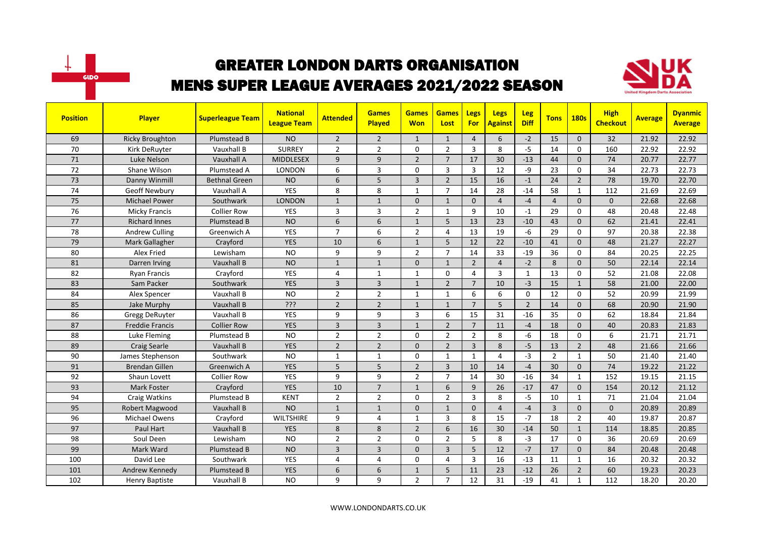# GREATER LONDON DARTS ORGANISATION
# MENS SUPER LEAGUE AVERAGES 2021/2022 SEASON

| Position | Player | Superleague Team | National League Team | Attended | Games Played | Games Won | Games Lost | Legs For | Legs Against | Leg Diff | Tons | 180s | High Checkout | Average | Dyanmic Average |
|---|---|---|---|---|---|---|---|---|---|---|---|---|---|---|---|
| 69 | Ricky Broughton | Plumstead B | NO | 2 | 2 | 1 | 1 | 4 | 6 | -2 | 15 | 0 | 32 | 21.92 | 22.92 |
| 70 | Kirk DeRuyter | Vauxhall B | SURREY | 2 | 2 | 0 | 2 | 3 | 8 | -5 | 14 | 0 | 160 | 22.92 | 22.92 |
| 71 | Luke Nelson | Vauxhall A | MIDDLESEX | 9 | 9 | 2 | 7 | 17 | 30 | -13 | 44 | 0 | 74 | 20.77 | 22.77 |
| 72 | Shane Wilson | Plumstead A | LONDON | 6 | 3 | 0 | 3 | 3 | 12 | -9 | 23 | 0 | 34 | 22.73 | 22.73 |
| 73 | Danny Winmill | Bethnal Green | NO | 6 | 5 | 3 | 2 | 15 | 16 | -1 | 24 | 2 | 78 | 19.70 | 22.70 |
| 74 | Geoff Newbury | Vauxhall A | YES | 8 | 8 | 1 | 7 | 14 | 28 | -14 | 58 | 1 | 112 | 21.69 | 22.69 |
| 75 | Michael Power | Southwark | LONDON | 1 | 1 | 0 | 1 | 0 | 4 | -4 | 4 | 0 | 0 | 22.68 | 22.68 |
| 76 | Micky Francis | Collier Row | YES | 3 | 3 | 2 | 1 | 9 | 10 | -1 | 29 | 0 | 48 | 20.48 | 22.48 |
| 77 | Richard Innes | Plumstead B | NO | 6 | 6 | 1 | 5 | 13 | 23 | -10 | 43 | 0 | 62 | 21.41 | 22.41 |
| 78 | Andrew Culling | Greenwich A | YES | 7 | 6 | 2 | 4 | 13 | 19 | -6 | 29 | 0 | 97 | 20.38 | 22.38 |
| 79 | Mark Gallagher | Crayford | YES | 10 | 6 | 1 | 5 | 12 | 22 | -10 | 41 | 0 | 48 | 21.27 | 22.27 |
| 80 | Alex Fried | Lewisham | NO | 9 | 9 | 2 | 7 | 14 | 33 | -19 | 36 | 0 | 84 | 20.25 | 22.25 |
| 81 | Darren Irving | Vauxhall B | NO | 1 | 1 | 0 | 1 | 2 | 4 | -2 | 8 | 0 | 50 | 22.14 | 22.14 |
| 82 | Ryan Francis | Crayford | YES | 4 | 1 | 1 | 0 | 4 | 3 | 1 | 13 | 0 | 52 | 21.08 | 22.08 |
| 83 | Sam Packer | Southwark | YES | 3 | 3 | 1 | 2 | 7 | 10 | -3 | 15 | 1 | 58 | 21.00 | 22.00 |
| 84 | Alex Spencer | Vauxhall B | NO | 2 | 2 | 1 | 1 | 6 | 6 | 0 | 12 | 0 | 52 | 20.99 | 21.99 |
| 85 | Jake Murphy | Vauxhall B | ??? | 2 | 2 | 1 | 1 | 7 | 5 | 2 | 14 | 0 | 68 | 20.90 | 21.90 |
| 86 | Gregg DeRuyter | Vauxhall B | YES | 9 | 9 | 3 | 6 | 15 | 31 | -16 | 35 | 0 | 62 | 18.84 | 21.84 |
| 87 | Freddie Francis | Collier Row | YES | 3 | 3 | 1 | 2 | 7 | 11 | -4 | 18 | 0 | 40 | 20.83 | 21.83 |
| 88 | Luke Fleming | Plumstead B | NO | 2 | 2 | 0 | 2 | 2 | 8 | -6 | 18 | 0 | 6 | 21.71 | 21.71 |
| 89 | Craig Searle | Vauxhall B | YES | 2 | 2 | 0 | 2 | 3 | 8 | -5 | 13 | 2 | 48 | 21.66 | 21.66 |
| 90 | James Stephenson | Southwark | NO | 1 | 1 | 0 | 1 | 1 | 4 | -3 | 2 | 1 | 50 | 21.40 | 21.40 |
| 91 | Brendan Gillen | Greenwich A | YES | 5 | 5 | 2 | 3 | 10 | 14 | -4 | 30 | 0 | 74 | 19.22 | 21.22 |
| 92 | Shaun Lovett | Collier Row | YES | 9 | 9 | 2 | 7 | 14 | 30 | -16 | 34 | 1 | 152 | 19.15 | 21.15 |
| 93 | Mark Foster | Crayford | YES | 10 | 7 | 1 | 6 | 9 | 26 | -17 | 47 | 0 | 154 | 20.12 | 21.12 |
| 94 | Craig Watkins | Plumstead B | KENT | 2 | 2 | 0 | 2 | 3 | 8 | -5 | 10 | 1 | 71 | 21.04 | 21.04 |
| 95 | Robert Magwood | Vauxhall B | NO | 1 | 1 | 0 | 1 | 0 | 4 | -4 | 3 | 0 | 0 | 20.89 | 20.89 |
| 96 | Michael Owens | Crayford | WILTSHIRE | 9 | 4 | 1 | 3 | 8 | 15 | -7 | 18 | 2 | 40 | 19.87 | 20.87 |
| 97 | Paul Hart | Vauxhall B | YES | 8 | 8 | 2 | 6 | 16 | 30 | -14 | 50 | 1 | 114 | 18.85 | 20.85 |
| 98 | Soul Deen | Lewisham | NO | 2 | 2 | 0 | 2 | 5 | 8 | -3 | 17 | 0 | 36 | 20.69 | 20.69 |
| 99 | Mark Ward | Plumstead B | NO | 3 | 3 | 0 | 3 | 5 | 12 | -7 | 17 | 0 | 84 | 20.48 | 20.48 |
| 100 | David Lee | Southwark | YES | 4 | 4 | 0 | 4 | 3 | 16 | -13 | 11 | 1 | 16 | 20.32 | 20.32 |
| 101 | Andrew Kennedy | Plumstead B | YES | 6 | 6 | 1 | 5 | 11 | 23 | -12 | 26 | 2 | 60 | 19.23 | 20.23 |
| 102 | Henry Baptiste | Vauxhall B | NO | 9 | 9 | 2 | 7 | 12 | 31 | -19 | 41 | 1 | 112 | 18.20 | 20.20 |

WWW.LONDONDARTS.CO.UK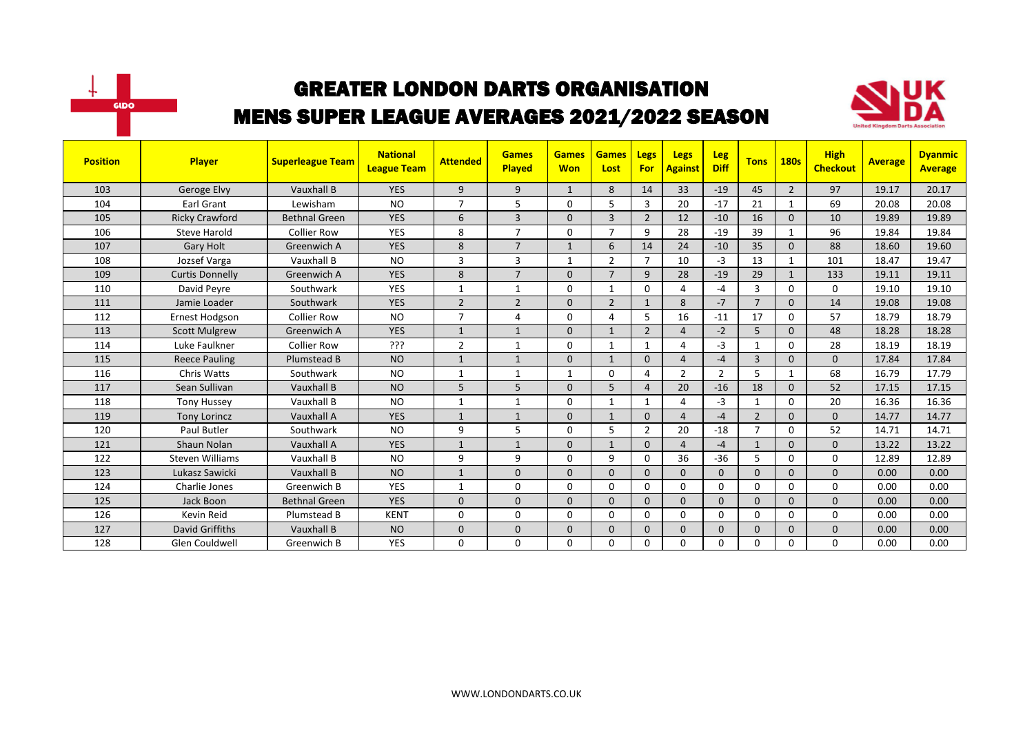# GREATER LONDON DARTS ORGANISATION
## MENS SUPER LEAGUE AVERAGES 2021/2022 SEASON

| Position | Player | Superleague Team | National League Team | Attended | Games Played | Games Won | Games Lost | Legs For | Legs Against | Leg Diff | Tons | 180s | High Checkout | Average | Dyanmic Average |
|---|---|---|---|---|---|---|---|---|---|---|---|---|---|---|---|
| 103 | Geroge Elvy | Vauxhall B | YES | 9 | 9 | 1 | 8 | 14 | 33 | -19 | 45 | 2 | 97 | 19.17 | 20.17 |
| 104 | Earl Grant | Lewisham | NO | 7 | 5 | 0 | 5 | 3 | 20 | -17 | 21 | 1 | 69 | 20.08 | 20.08 |
| 105 | Ricky Crawford | Bethnal Green | YES | 6 | 3 | 0 | 3 | 2 | 12 | -10 | 16 | 0 | 10 | 19.89 | 19.89 |
| 106 | Steve Harold | Collier Row | YES | 8 | 7 | 0 | 7 | 9 | 28 | -19 | 39 | 1 | 96 | 19.84 | 19.84 |
| 107 | Gary Holt | Greenwich A | YES | 8 | 7 | 1 | 6 | 14 | 24 | -10 | 35 | 0 | 88 | 18.60 | 19.60 |
| 108 | Jozsef Varga | Vauxhall B | NO | 3 | 3 | 1 | 2 | 7 | 10 | -3 | 13 | 1 | 101 | 18.47 | 19.47 |
| 109 | Curtis Donnelly | Greenwich A | YES | 8 | 7 | 0 | 7 | 9 | 28 | -19 | 29 | 1 | 133 | 19.11 | 19.11 |
| 110 | David Peyre | Southwark | YES | 1 | 1 | 0 | 1 | 0 | 4 | -4 | 3 | 0 | 0 | 19.10 | 19.10 |
| 111 | Jamie Loader | Southwark | YES | 2 | 2 | 0 | 2 | 1 | 8 | -7 | 7 | 0 | 14 | 19.08 | 19.08 |
| 112 | Ernest Hodgson | Collier Row | NO | 7 | 4 | 0 | 4 | 5 | 16 | -11 | 17 | 0 | 57 | 18.79 | 18.79 |
| 113 | Scott Mulgrew | Greenwich A | YES | 1 | 1 | 0 | 1 | 2 | 4 | -2 | 5 | 0 | 48 | 18.28 | 18.28 |
| 114 | Luke Faulkner | Collier Row | ??? | 2 | 1 | 0 | 1 | 1 | 4 | -3 | 1 | 0 | 28 | 18.19 | 18.19 |
| 115 | Reece Pauling | Plumstead B | NO | 1 | 1 | 0 | 1 | 0 | 4 | -4 | 3 | 0 | 0 | 17.84 | 17.84 |
| 116 | Chris Watts | Southwark | NO | 1 | 1 | 1 | 0 | 4 | 2 | 2 | 5 | 1 | 68 | 16.79 | 17.79 |
| 117 | Sean Sullivan | Vauxhall B | NO | 5 | 5 | 0 | 5 | 4 | 20 | -16 | 18 | 0 | 52 | 17.15 | 17.15 |
| 118 | Tony Hussey | Vauxhall B | NO | 1 | 1 | 0 | 1 | 1 | 4 | -3 | 1 | 0 | 20 | 16.36 | 16.36 |
| 119 | Tony Lorincz | Vauxhall A | YES | 1 | 1 | 0 | 1 | 0 | 4 | -4 | 2 | 0 | 0 | 14.77 | 14.77 |
| 120 | Paul Butler | Southwark | NO | 9 | 5 | 0 | 5 | 2 | 20 | -18 | 7 | 0 | 52 | 14.71 | 14.71 |
| 121 | Shaun Nolan | Vauxhall A | YES | 1 | 1 | 0 | 1 | 0 | 4 | -4 | 1 | 0 | 0 | 13.22 | 13.22 |
| 122 | Steven Williams | Vauxhall B | NO | 9 | 9 | 0 | 9 | 0 | 36 | -36 | 5 | 0 | 0 | 12.89 | 12.89 |
| 123 | Lukasz Sawicki | Vauxhall B | NO | 1 | 0 | 0 | 0 | 0 | 0 | 0 | 0 | 0 | 0 | 0.00 | 0.00 |
| 124 | Charlie Jones | Greenwich B | YES | 1 | 0 | 0 | 0 | 0 | 0 | 0 | 0 | 0 | 0 | 0.00 | 0.00 |
| 125 | Jack Boon | Bethnal Green | YES | 0 | 0 | 0 | 0 | 0 | 0 | 0 | 0 | 0 | 0 | 0.00 | 0.00 |
| 126 | Kevin Reid | Plumstead B | KENT | 0 | 0 | 0 | 0 | 0 | 0 | 0 | 0 | 0 | 0 | 0.00 | 0.00 |
| 127 | David Griffiths | Vauxhall B | NO | 0 | 0 | 0 | 0 | 0 | 0 | 0 | 0 | 0 | 0 | 0.00 | 0.00 |
| 128 | Glen Couldwell | Greenwich B | YES | 0 | 0 | 0 | 0 | 0 | 0 | 0 | 0 | 0 | 0 | 0.00 | 0.00 |

WWW.LONDONDARTS.CO.UK